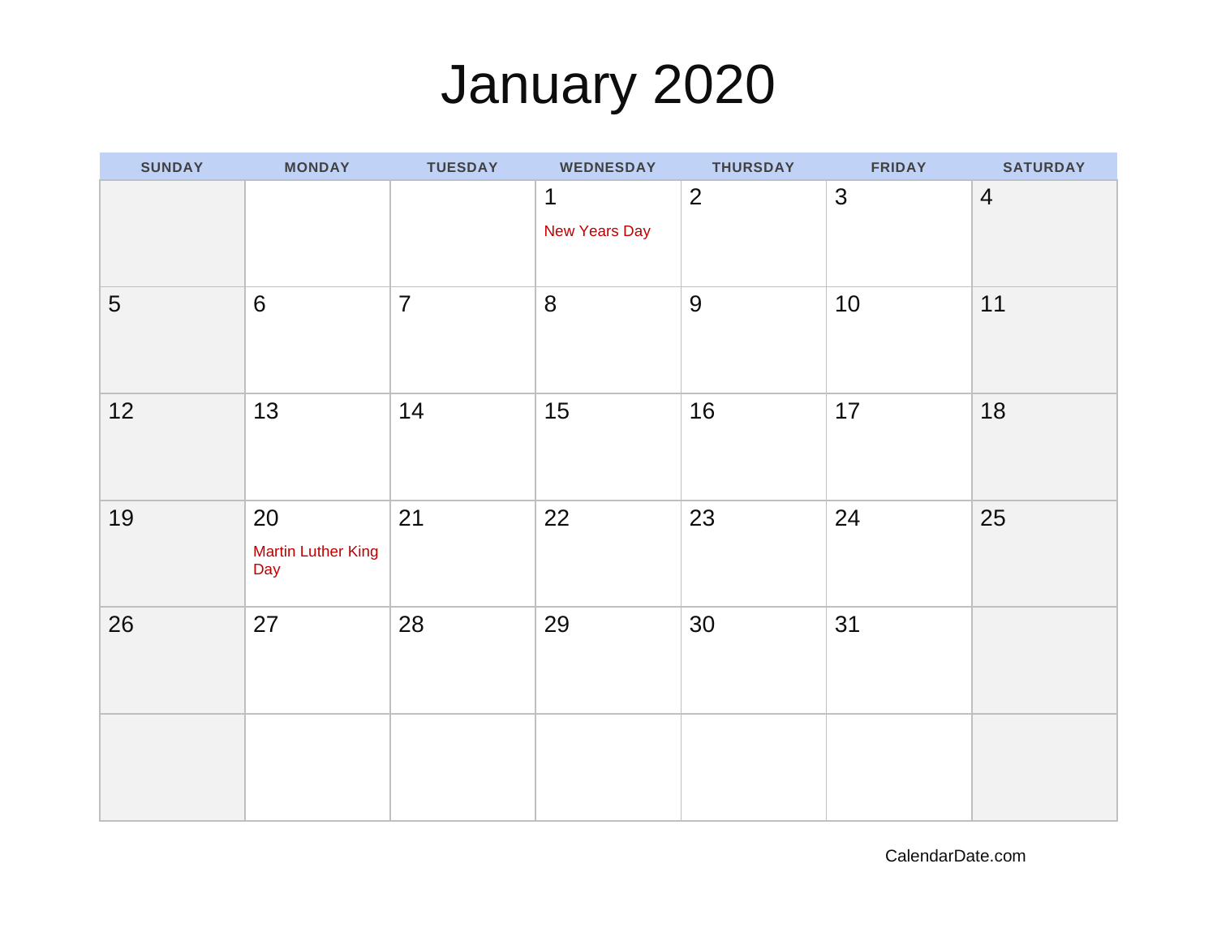# January 2020

| SUNDAY | MONDAY | TUESDAY | WEDNESDAY | THURSDAY | FRIDAY | SATURDAY |
|---|---|---|---|---|---|---|
| | | | 1 New Years Day | 2 | 3 | 4 |
| 5 | 6 | 7 | 8 | 9 | 10 | 11 |
| 12 | 13 | 14 | 15 | 16 | 17 | 18 |
| 19 | 20 Martin Luther King Day | 21 | 22 | 23 | 24 | 25 |
| 26 | 27 | 28 | 29 | 30 | 31 | |
| | | | | | | |

CalendarDate.com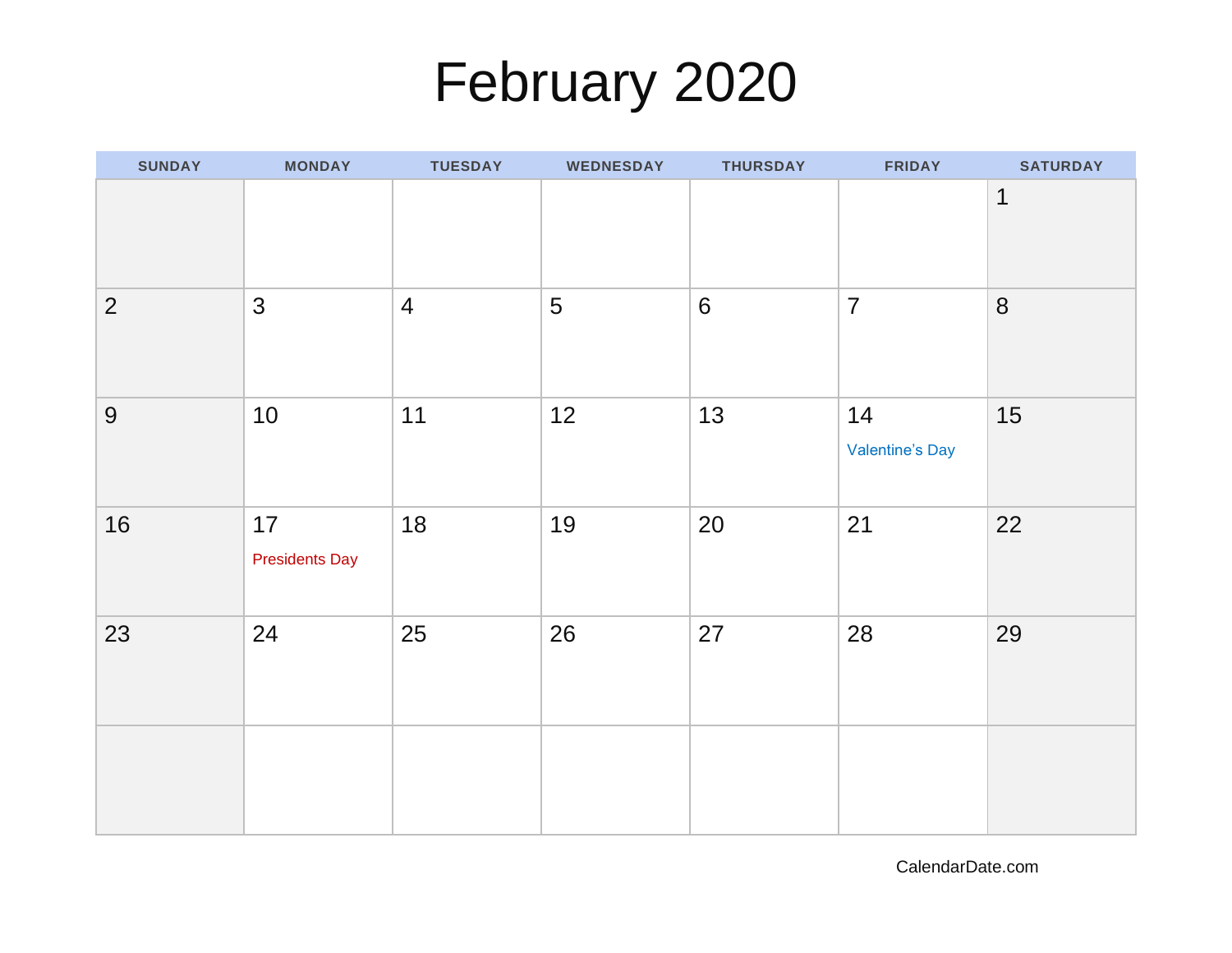# February 2020

| SUNDAY | MONDAY | TUESDAY | WEDNESDAY | THURSDAY | FRIDAY | SATURDAY |
|---|---|---|---|---|---|---|
| | | | | | | 1 |
| 2 | 3 | 4 | 5 | 6 | 7 | 8 |
| 9 | 10 | 11 | 12 | 13 | 14 Valentine's Day | 15 |
| 16 | 17 Presidents Day | 18 | 19 | 20 | 21 | 22 |
| 23 | 24 | 25 | 26 | 27 | 28 | 29 |
| | | | | | | |

CalendarDate.com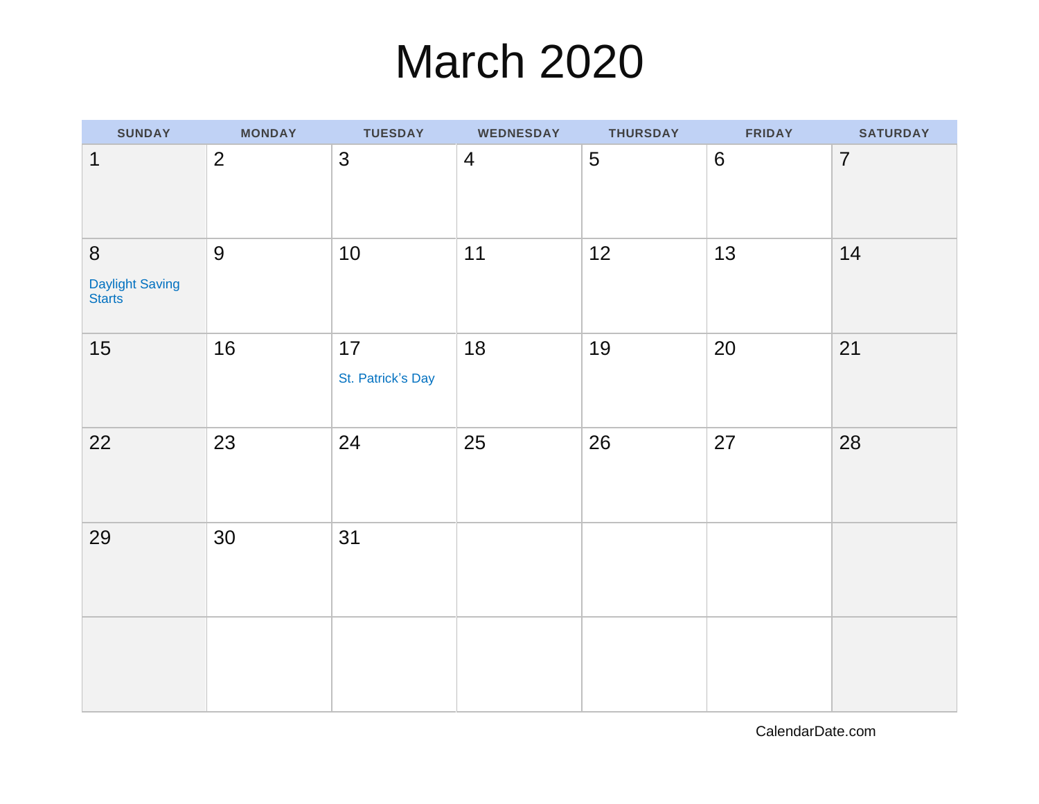# March 2020

| SUNDAY | MONDAY | TUESDAY | WEDNESDAY | THURSDAY | FRIDAY | SATURDAY |
|---|---|---|---|---|---|---|
| 1 | 2 | 3 | 4 | 5 | 6 | 7 |
| 8 Daylight Saving Starts | 9 | 10 | 11 | 12 | 13 | 14 |
| 15 | 16 | 17 St. Patrick's Day | 18 | 19 | 20 | 21 |
| 22 | 23 | 24 | 25 | 26 | 27 | 28 |
| 29 | 30 | 31 | | | | |
| | | | | | | |

CalendarDate.com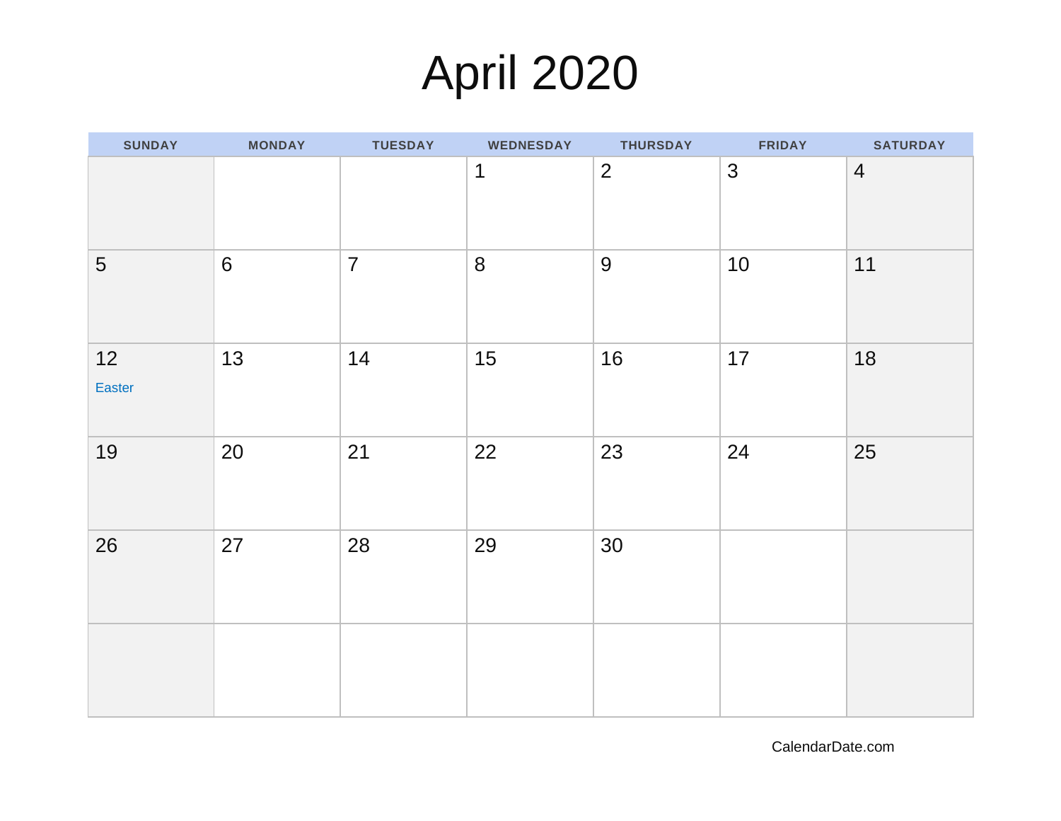# April 2020

| SUNDAY | MONDAY | TUESDAY | WEDNESDAY | THURSDAY | FRIDAY | SATURDAY |
|---|---|---|---|---|---|---|
| | | | 1 | 2 | 3 | 4 |
| 5 | 6 | 7 | 8 | 9 | 10 | 11 |
| 12 Easter | 13 | 14 | 15 | 16 | 17 | 18 |
| 19 | 20 | 21 | 22 | 23 | 24 | 25 |
| 26 | 27 | 28 | 29 | 30 | | |
| | | | | | | |

CalendarDate.com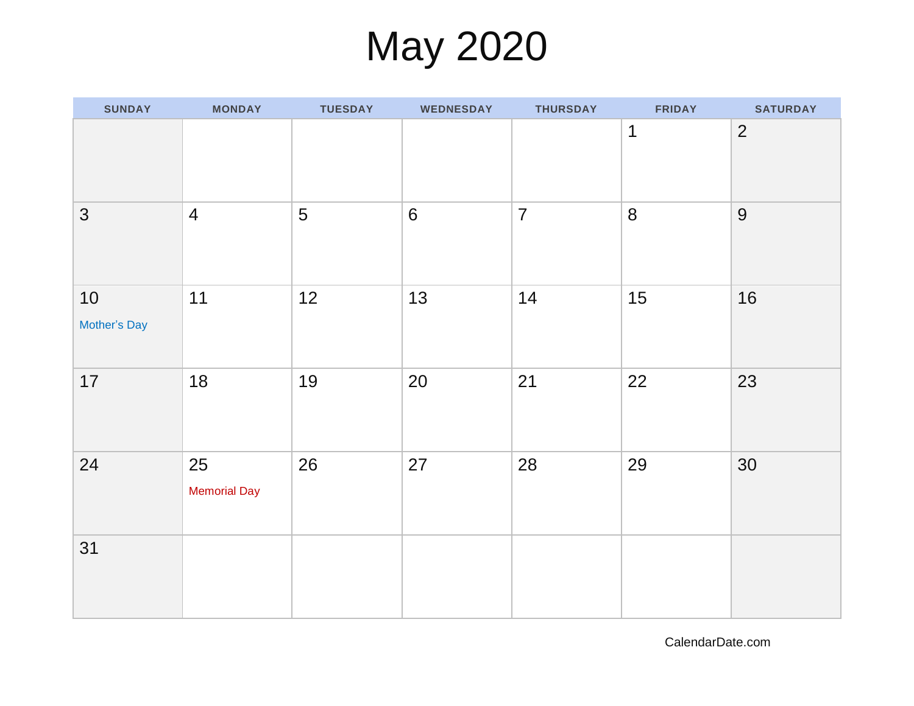# May 2020

| SUNDAY | MONDAY | TUESDAY | WEDNESDAY | THURSDAY | FRIDAY | SATURDAY |
|---|---|---|---|---|---|---|
| | | | | | 1 | 2 |
| 3 | 4 | 5 | 6 | 7 | 8 | 9 |
| 10 Mother's Day | 11 | 12 | 13 | 14 | 15 | 16 |
| 17 | 18 | 19 | 20 | 21 | 22 | 23 |
| 24 | 25 Memorial Day | 26 | 27 | 28 | 29 | 30 |
| 31 | | | | | | |

CalendarDate.com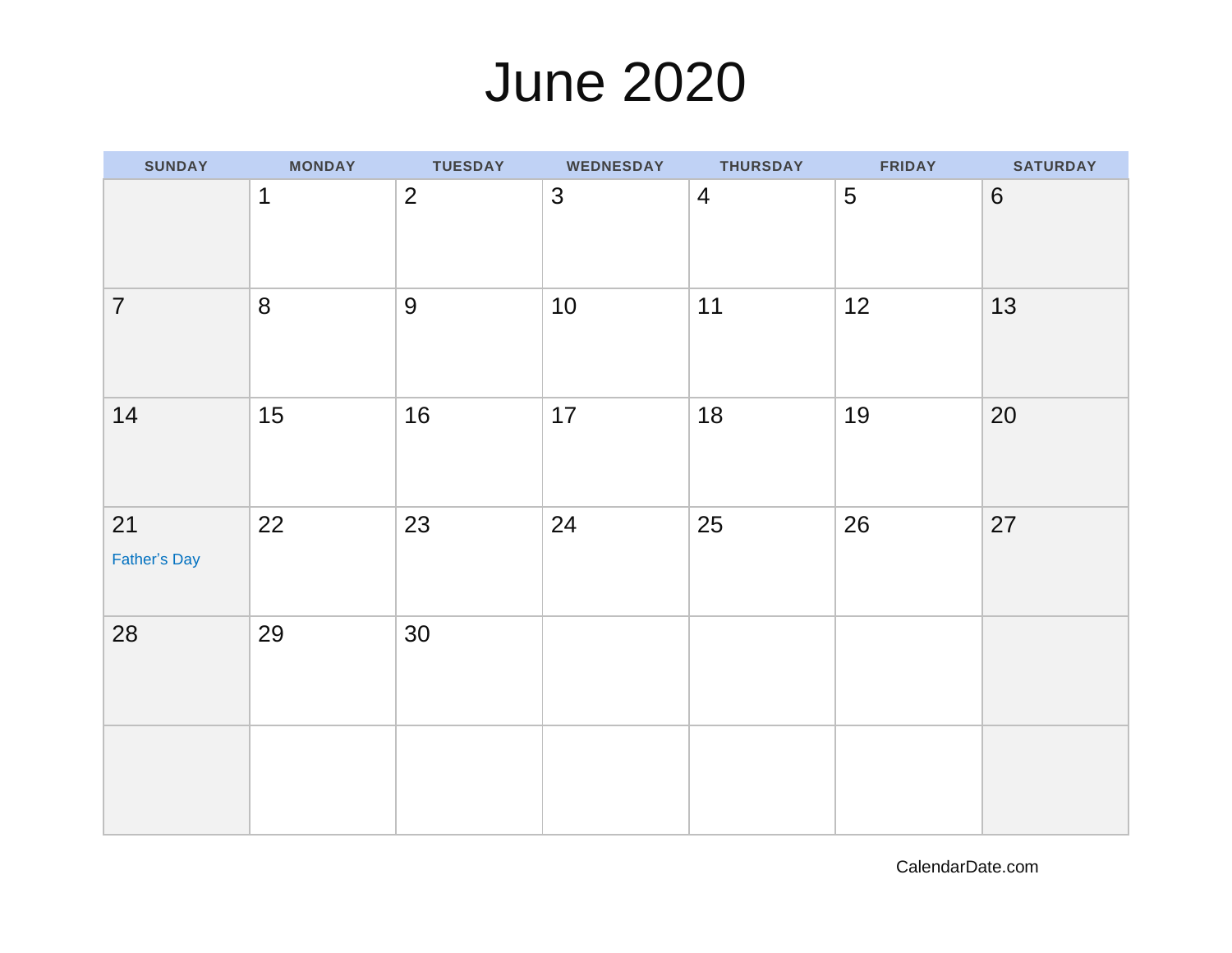# June 2020

| SUNDAY | MONDAY | TUESDAY | WEDNESDAY | THURSDAY | FRIDAY | SATURDAY |
|---|---|---|---|---|---|---|
| | 1 | 2 | 3 | 4 | 5 | 6 |
| 7 | 8 | 9 | 10 | 11 | 12 | 13 |
| 14 | 15 | 16 | 17 | 18 | 19 | 20 |
| 21 Father’s Day | 22 | 23 | 24 | 25 | 26 | 27 |
| 28 | 29 | 30 | | | | |
| | | | | | | |

CalendarDate.com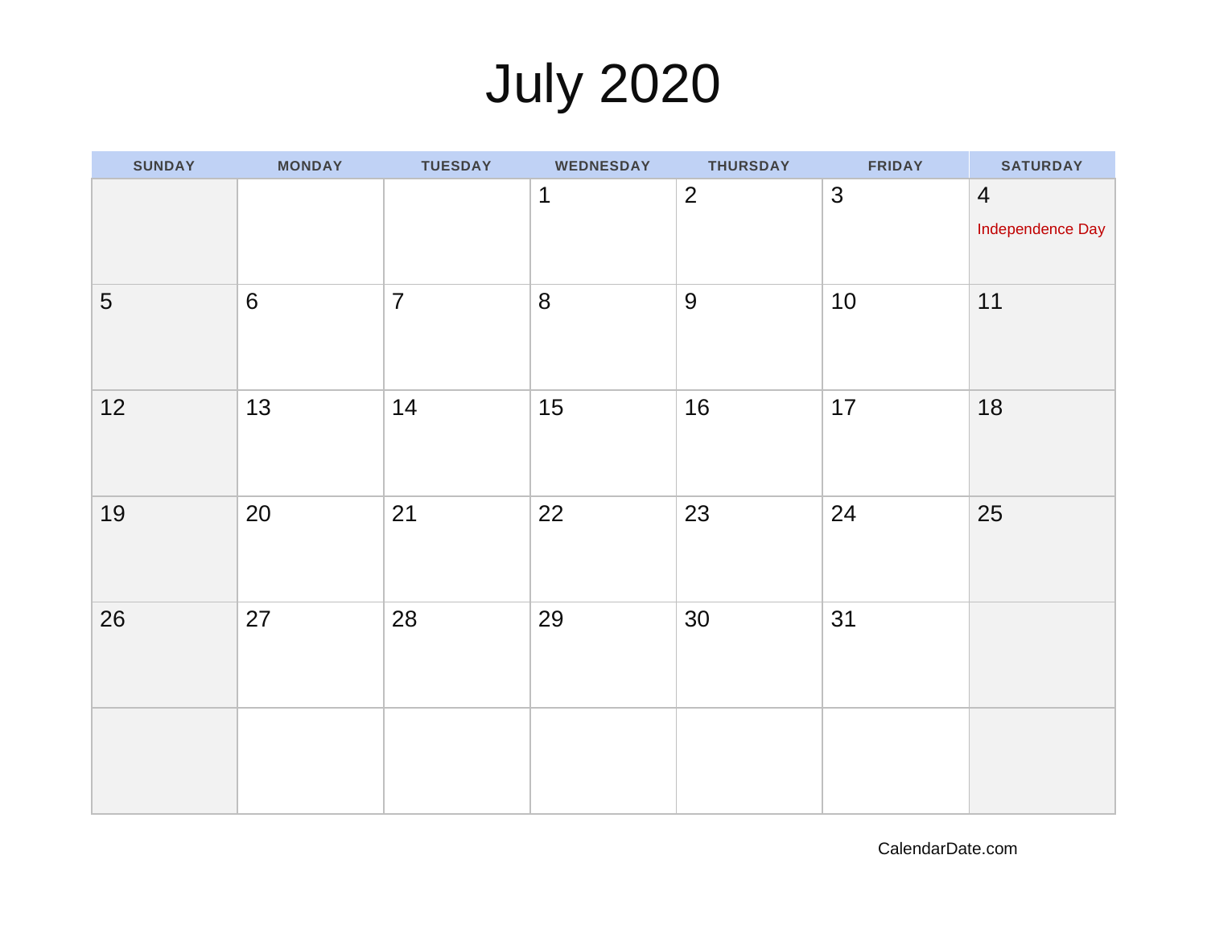# July 2020

| SUNDAY | MONDAY | TUESDAY | WEDNESDAY | THURSDAY | FRIDAY | SATURDAY |
|---|---|---|---|---|---|---|
| | | | 1 | 2 | 3 | 4 Independence Day |
| 5 | 6 | 7 | 8 | 9 | 10 | 11 |
| 12 | 13 | 14 | 15 | 16 | 17 | 18 |
| 19 | 20 | 21 | 22 | 23 | 24 | 25 |
| 26 | 27 | 28 | 29 | 30 | 31 | |
| | | | | | | |

CalendarDate.com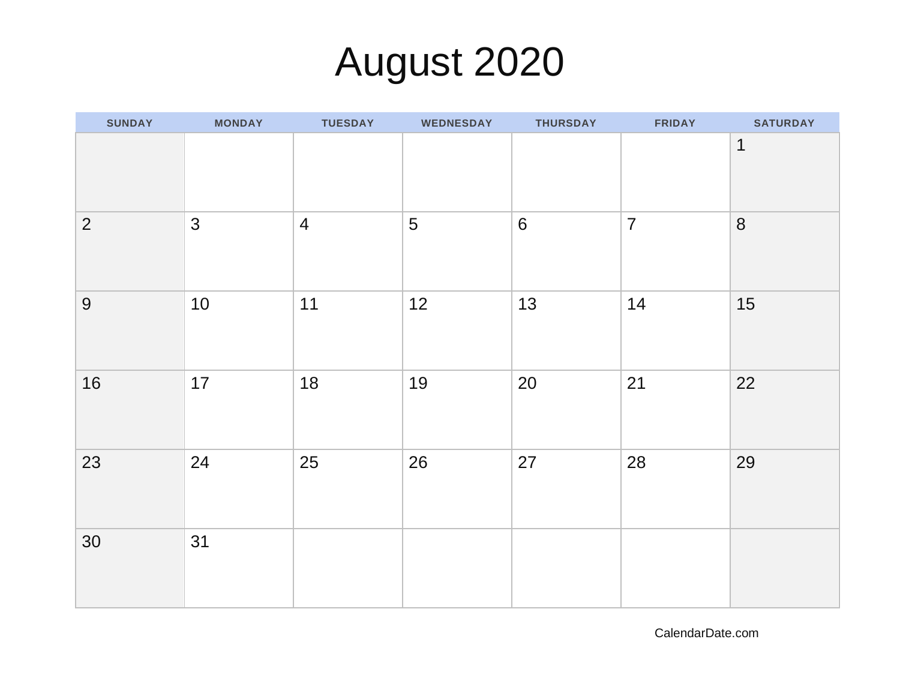# August 2020

| SUNDAY | MONDAY | TUESDAY | WEDNESDAY | THURSDAY | FRIDAY | SATURDAY |
|---|---|---|---|---|---|---|
| | | | | | | 1 |
| 2 | 3 | 4 | 5 | 6 | 7 | 8 |
| 9 | 10 | 11 | 12 | 13 | 14 | 15 |
| 16 | 17 | 18 | 19 | 20 | 21 | 22 |
| 23 | 24 | 25 | 26 | 27 | 28 | 29 |
| 30 | 31 | | | | | |

CalendarDate.com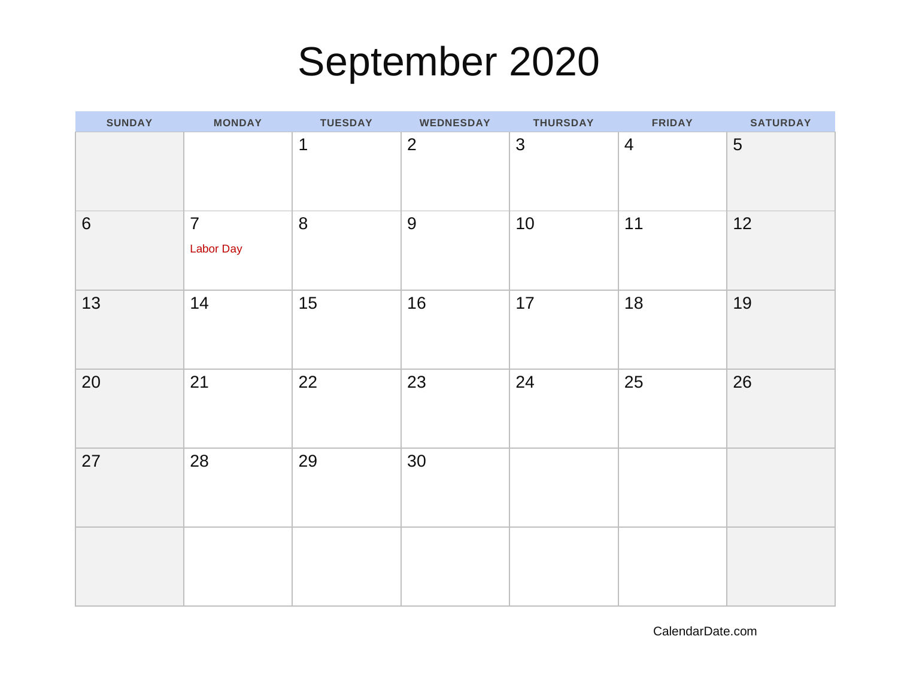# September 2020

| SUNDAY | MONDAY | TUESDAY | WEDNESDAY | THURSDAY | FRIDAY | SATURDAY |
|---|---|---|---|---|---|---|
| | | 1 | 2 | 3 | 4 | 5 |
| 6 | 7 Labor Day | 8 | 9 | 10 | 11 | 12 |
| 13 | 14 | 15 | 16 | 17 | 18 | 19 |
| 20 | 21 | 22 | 23 | 24 | 25 | 26 |
| 27 | 28 | 29 | 30 | | | |
| | | | | | | |

CalendarDate.com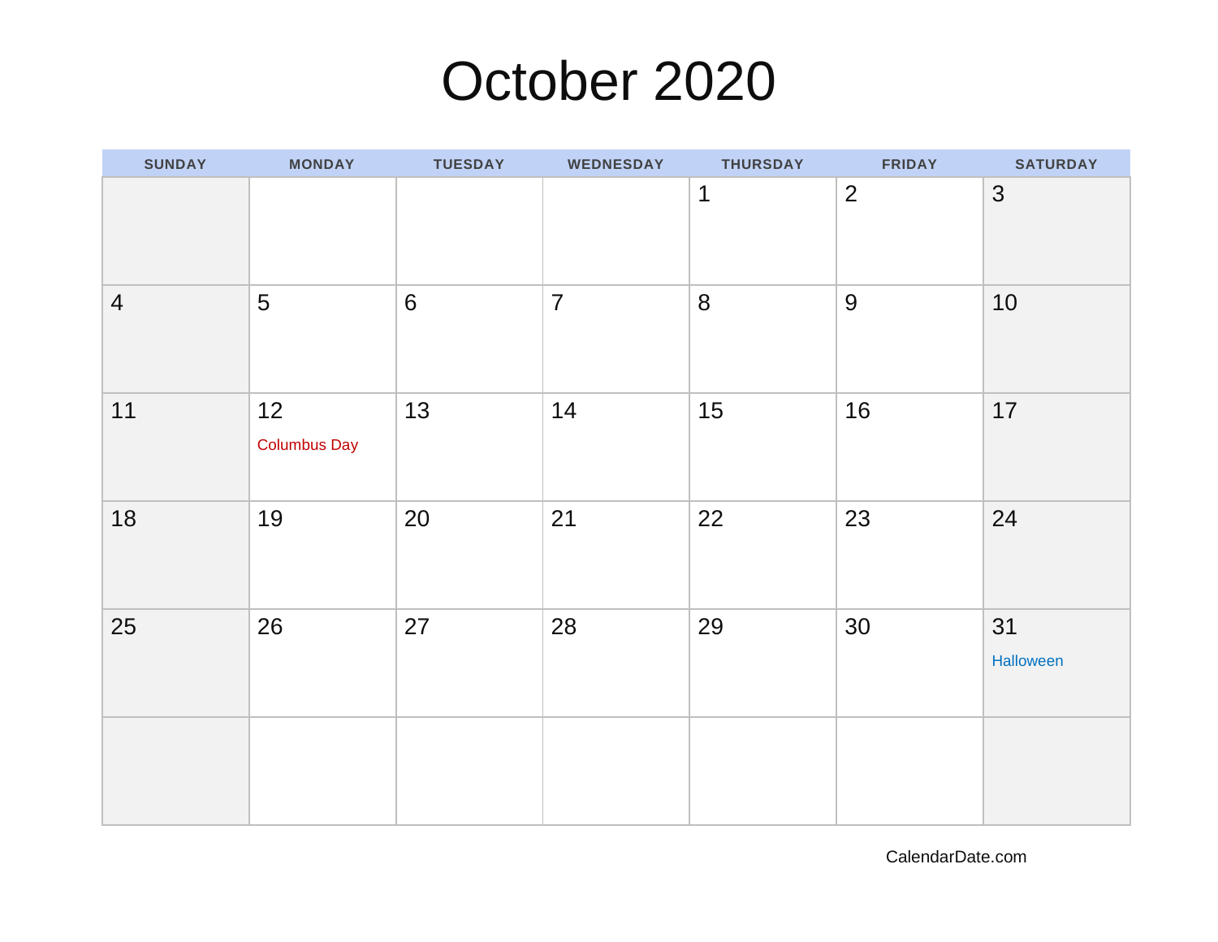# October 2020

| SUNDAY | MONDAY | TUESDAY | WEDNESDAY | THURSDAY | FRIDAY | SATURDAY |
|---|---|---|---|---|---|---|
| | | | | 1 | 2 | 3 |
| 4 | 5 | 6 | 7 | 8 | 9 | 10 |
| 11 | 12 Columbus Day | 13 | 14 | 15 | 16 | 17 |
| 18 | 19 | 20 | 21 | 22 | 23 | 24 |
| 25 | 26 | 27 | 28 | 29 | 30 | 31 Halloween |
| | | | | | | |

CalendarDate.com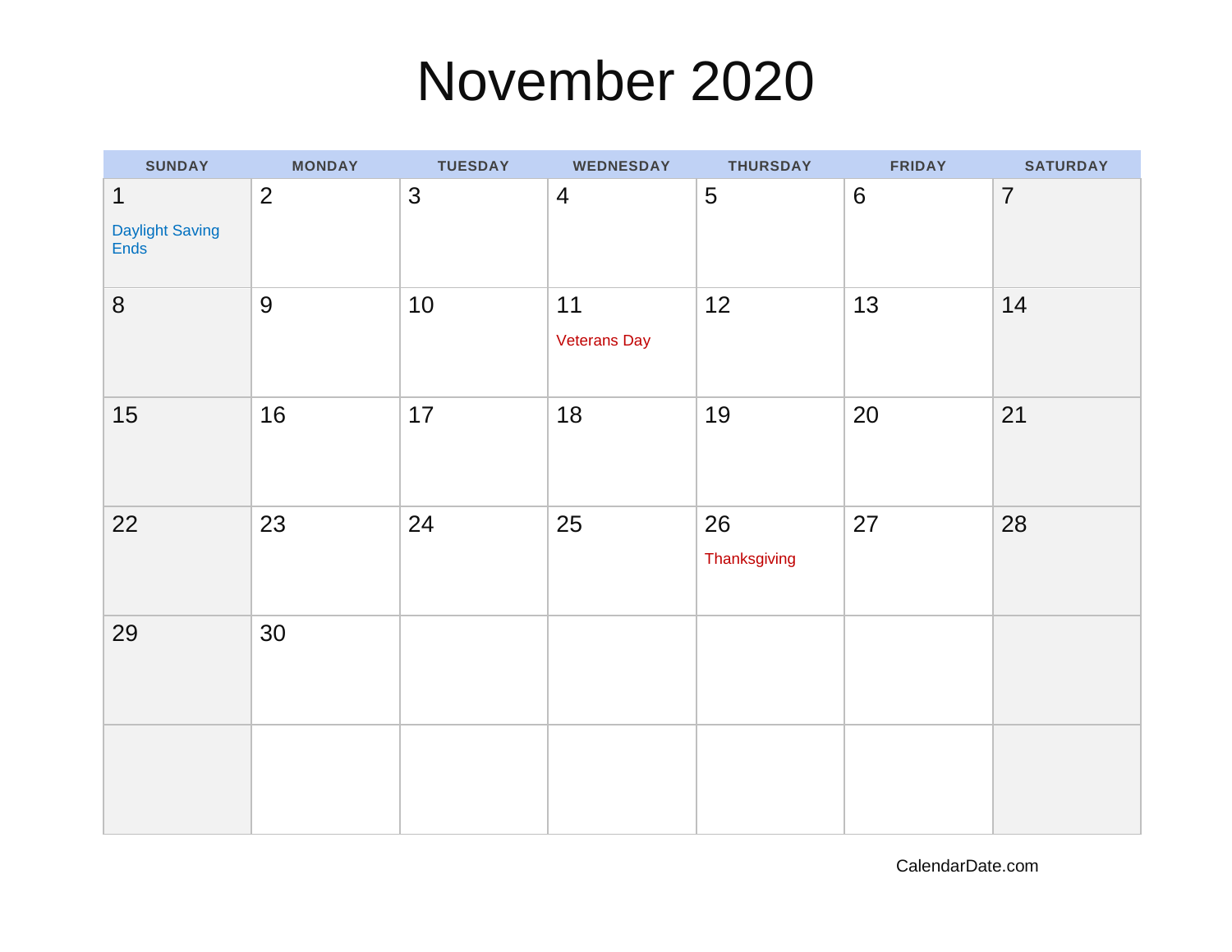# November 2020

| SUNDAY | MONDAY | TUESDAY | WEDNESDAY | THURSDAY | FRIDAY | SATURDAY |
|---|---|---|---|---|---|---|
| 1 Daylight Saving Ends | 2 | 3 | 4 | 5 | 6 | 7 |
| 8 | 9 | 10 | 11 Veterans Day | 12 | 13 | 14 |
| 15 | 16 | 17 | 18 | 19 | 20 | 21 |
| 22 | 23 | 24 | 25 | 26 Thanksgiving | 27 | 28 |
| 29 | 30 | | | | | |
| | | | | | | |

CalendarDate.com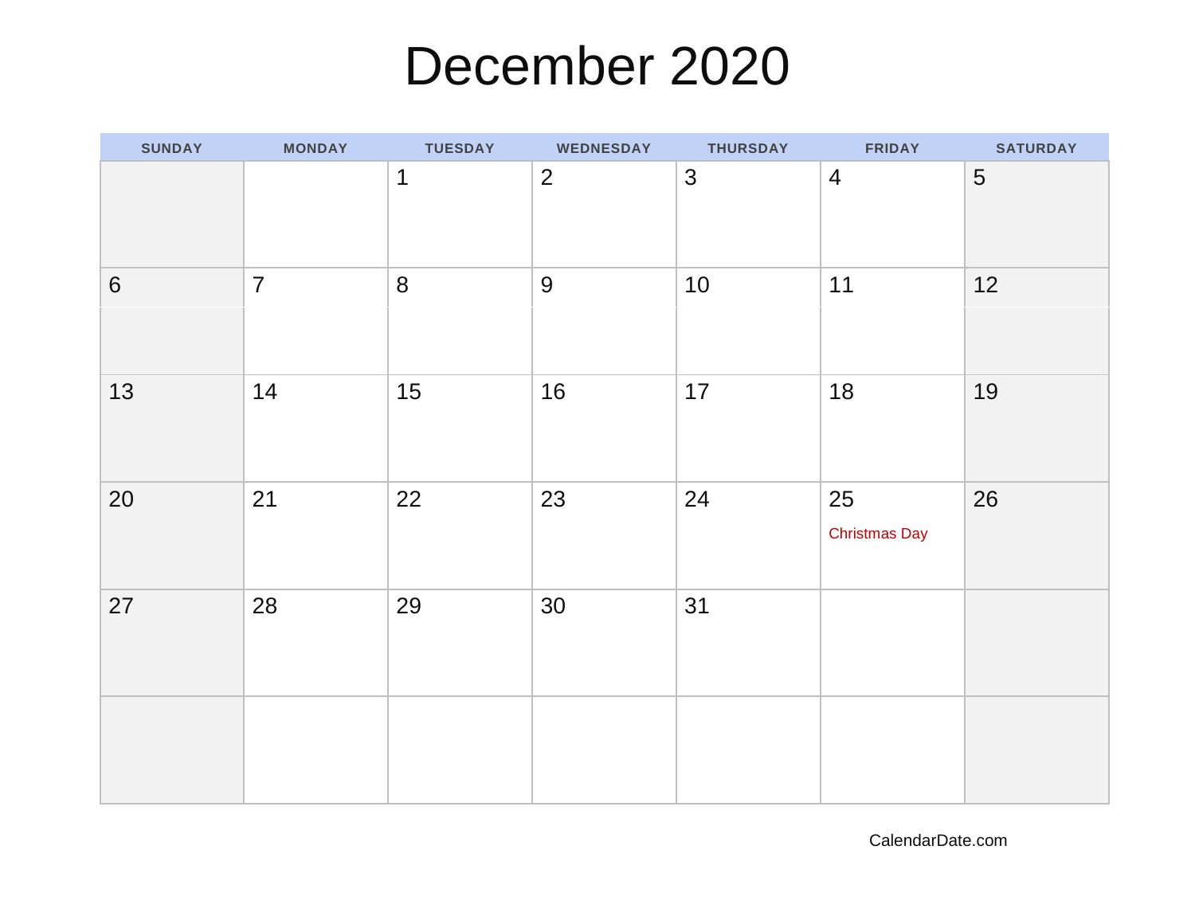# December 2020

| SUNDAY | MONDAY | TUESDAY | WEDNESDAY | THURSDAY | FRIDAY | SATURDAY |
|---|---|---|---|---|---|---|
| | | 1 | 2 | 3 | 4 | 5 |
| 6 | 7 | 8 | 9 | 10 | 11 | 12 |
| 13 | 14 | 15 | 16 | 17 | 18 | 19 |
| 20 | 21 | 22 | 23 | 24 | 25 Christmas Day | 26 |
| 27 | 28 | 29 | 30 | 31 | | |
| | | | | | | |

CalendarDate.com